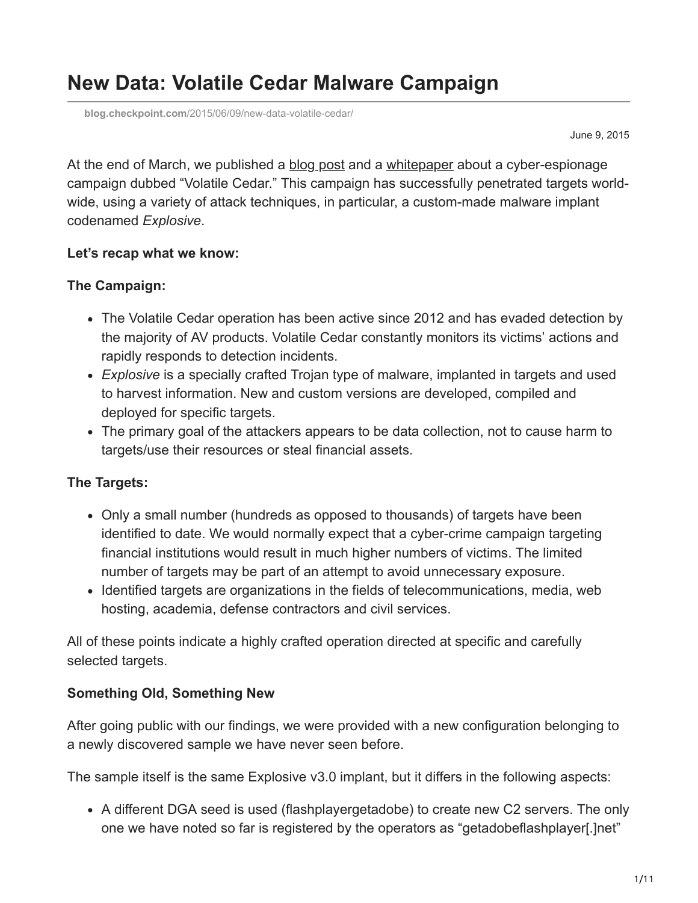# New Data: Volatile Cedar Malware Campaign

blog.checkpoint.com/2015/06/09/new-data-volatile-cedar/

June 9, 2015

At the end of March, we published a blog post and a whitepaper about a cyber-espionage campaign dubbed "Volatile Cedar." This campaign has successfully penetrated targets world-wide, using a variety of attack techniques, in particular, a custom-made malware implant codenamed *Explosive*.

**Let's recap what we know:**

**The Campaign:**

- The Volatile Cedar operation has been active since 2012 and has evaded detection by the majority of AV products. Volatile Cedar constantly monitors its victims' actions and rapidly responds to detection incidents.
- *Explosive* is a specially crafted Trojan type of malware, implanted in targets and used to harvest information. New and custom versions are developed, compiled and deployed for specific targets.
- The primary goal of the attackers appears to be data collection, not to cause harm to targets/use their resources or steal financial assets.

**The Targets:**

- Only a small number (hundreds as opposed to thousands) of targets have been identified to date. We would normally expect that a cyber-crime campaign targeting financial institutions would result in much higher numbers of victims. The limited number of targets may be part of an attempt to avoid unnecessary exposure.
- Identified targets are organizations in the fields of telecommunications, media, web hosting, academia, defense contractors and civil services.

All of these points indicate a highly crafted operation directed at specific and carefully selected targets.

**Something Old, Something New**

After going public with our findings, we were provided with a new configuration belonging to a newly discovered sample we have never seen before.

The sample itself is the same Explosive v3.0 implant, but it differs in the following aspects:

- A different DGA seed is used (flashplayergetadobe) to create new C2 servers. The only one we have noted so far is registered by the operators as "getadobeflashplayer[.]net"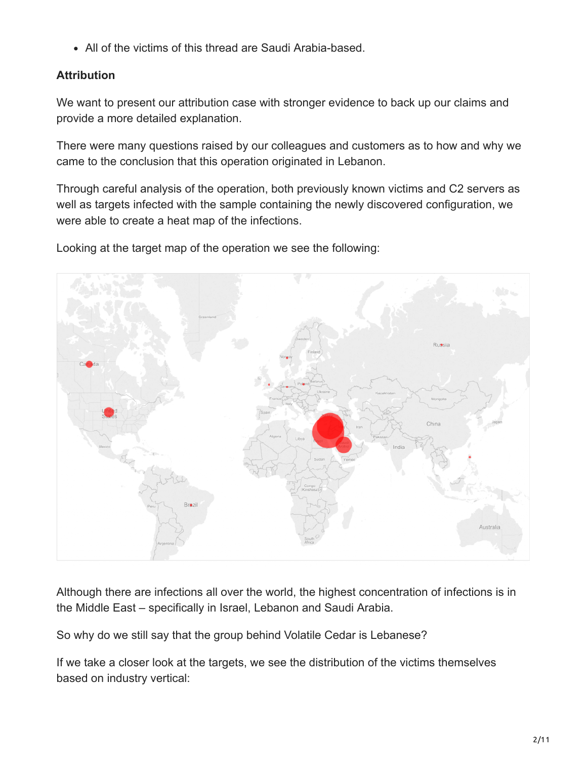- All of the victims of this thread are Saudi Arabia-based.

**Attribution**

We want to present our attribution case with stronger evidence to back up our claims and provide a more detailed explanation.

There were many questions raised by our colleagues and customers as to how and why we came to the conclusion that this operation originated in Lebanon.

Through careful analysis of the operation, both previously known victims and C2 servers as well as targets infected with the sample containing the newly discovered configuration, we were able to create a heat map of the infections.

Looking at the target map of the operation we see the following:

Although there are infections all over the world, the highest concentration of infections is in the Middle East – specifically in Israel, Lebanon and Saudi Arabia.

So why do we still say that the group behind Volatile Cedar is Lebanese?

If we take a closer look at the targets, we see the distribution of the victims themselves based on industry vertical: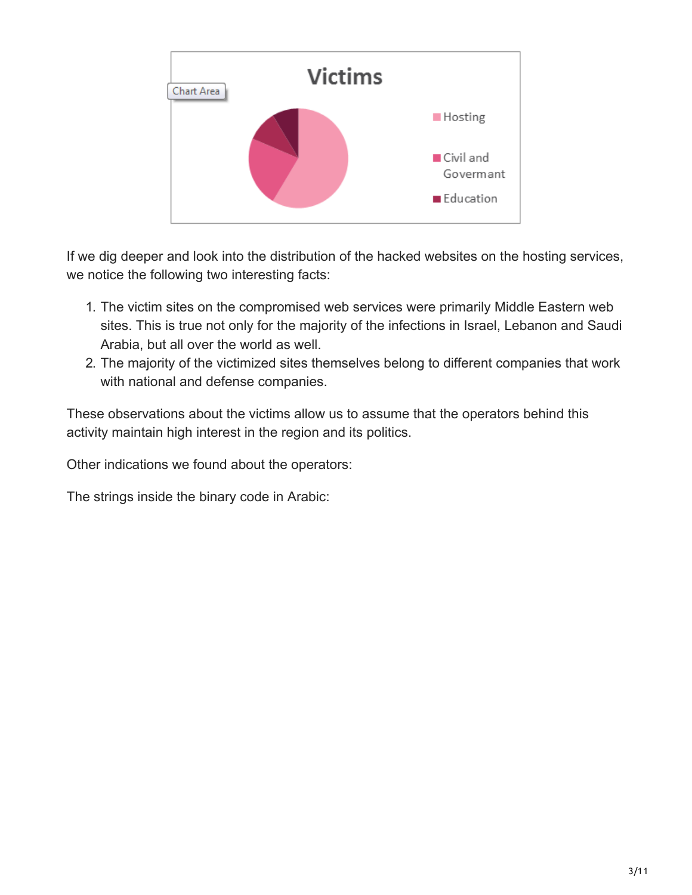If we dig deeper and look into the distribution of the hacked websites on the hosting services, we notice the following two interesting facts:

1. The victim sites on the compromised web services were primarily Middle Eastern web sites. This is true not only for the majority of the infections in Israel, Lebanon and Saudi Arabia, but all over the world as well.
2. The majority of the victimized sites themselves belong to different companies that work with national and defense companies.

These observations about the victims allow us to assume that the operators behind this activity maintain high interest in the region and its politics.

Other indications we found about the operators:

The strings inside the binary code in Arabic: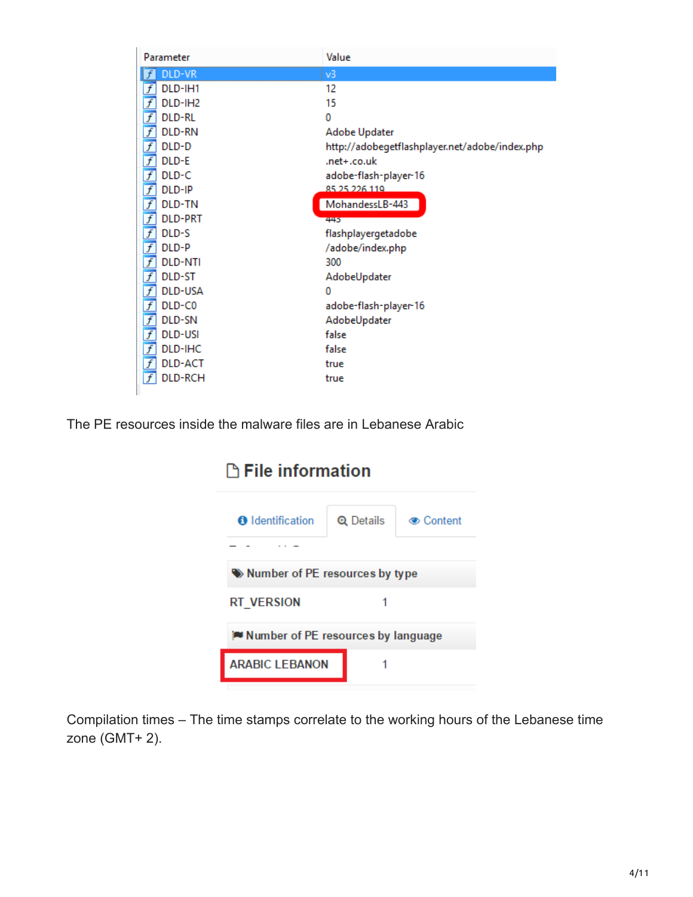| Parameter | Value |
| --- | --- |
| DLD-VR | v3 |
| DLD-IH1 | 12 |
| DLD-IH2 | 15 |
| DLD-RL | 0 |
| DLD-RN | Adobe Updater |
| DLD-D | http://adobegetflashplayer.net/adobe/index.php |
| DLD-E | .net+.co.uk |
| DLD-C | adobe-flash-player-16 |
| DLD-IP | 85.25.226.119 |
| DLD-TN | MohandessLB-443 |
| DLD-PRT | 443 |
| DLD-S | flashplayergetadobe |
| DLD-P | /adobe/index.php |
| DLD-NTI | 300 |
| DLD-ST | AdobeUpdater |
| DLD-USA | 0 |
| DLD-C0 | adobe-flash-player-16 |
| DLD-SN | AdobeUpdater |
| DLD-USI | false |
| DLD-IHC | false |
| DLD-ACT | true |
| DLD-RCH | true |

The PE resources inside the malware files are in Lebanese Arabic

## File information

Identification | Details | Content

**Number of PE resources by type**

| RT_VERSION | 1 |
| --- | --- |

**Number of PE resources by language**

| ARABIC LEBANON | 1 |
| --- | --- |

Compilation times – The time stamps correlate to the working hours of the Lebanese time zone (GMT+ 2).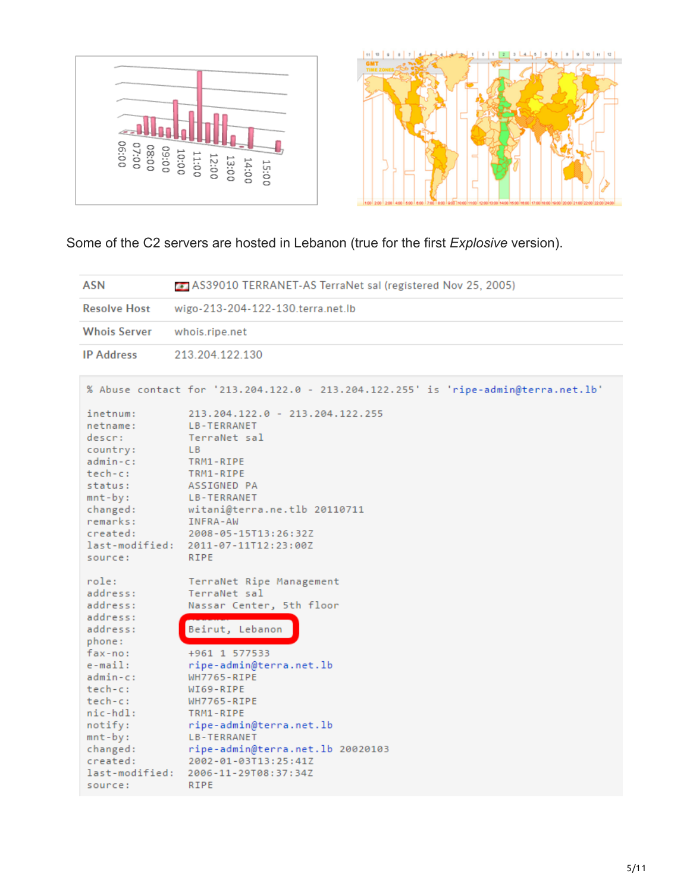Some of the C2 servers are hosted in Lebanon (true for the first *Explosive* version).

| | |
|---|---|
| ASN | AS39010 TERRANET-AS TerraNet sal (registered Nov 25, 2005) |
| Resolve Host | wigo-213-204-122-130.terra.net.lb |
| Whois Server | whois.ripe.net |
| IP Address | 213.204.122.130 |

```
% Abuse contact for '213.204.122.0 - 213.204.122.255' is 'ripe-admin@terra.net.lb'

inetnum:        213.204.122.0 - 213.204.122.255
netname:        LB-TERRANET
descr:          TerraNet sal
country:        LB
admin-c:        TRM1-RIPE
tech-c:         TRM1-RIPE
status:         ASSIGNED PA
mnt-by:         LB-TERRANET
changed:        witani@terra.ne.tlb 20110711
remarks:        INFRA-AW
created:        2008-05-15T13:26:32Z
last-modified:  2011-07-11T12:23:00Z
source:         RIPE

role:           TerraNet Ripe Management
address:        TerraNet sal
address:        Nassar Center, 5th floor
address:
address:        Beirut, Lebanon
phone:
fax-no:         +961 1 577533
e-mail:         ripe-admin@terra.net.lb
admin-c:        WH7765-RIPE
tech-c:         WI69-RIPE
tech-c:         WH7765-RIPE
nic-hdl:        TRM1-RIPE
notify:         ripe-admin@terra.net.lb
mnt-by:         LB-TERRANET
changed:        ripe-admin@terra.net.lb 20020103
created:        2002-01-03T13:25:41Z
last-modified:  2006-11-29T08:37:34Z
source:         RIPE
```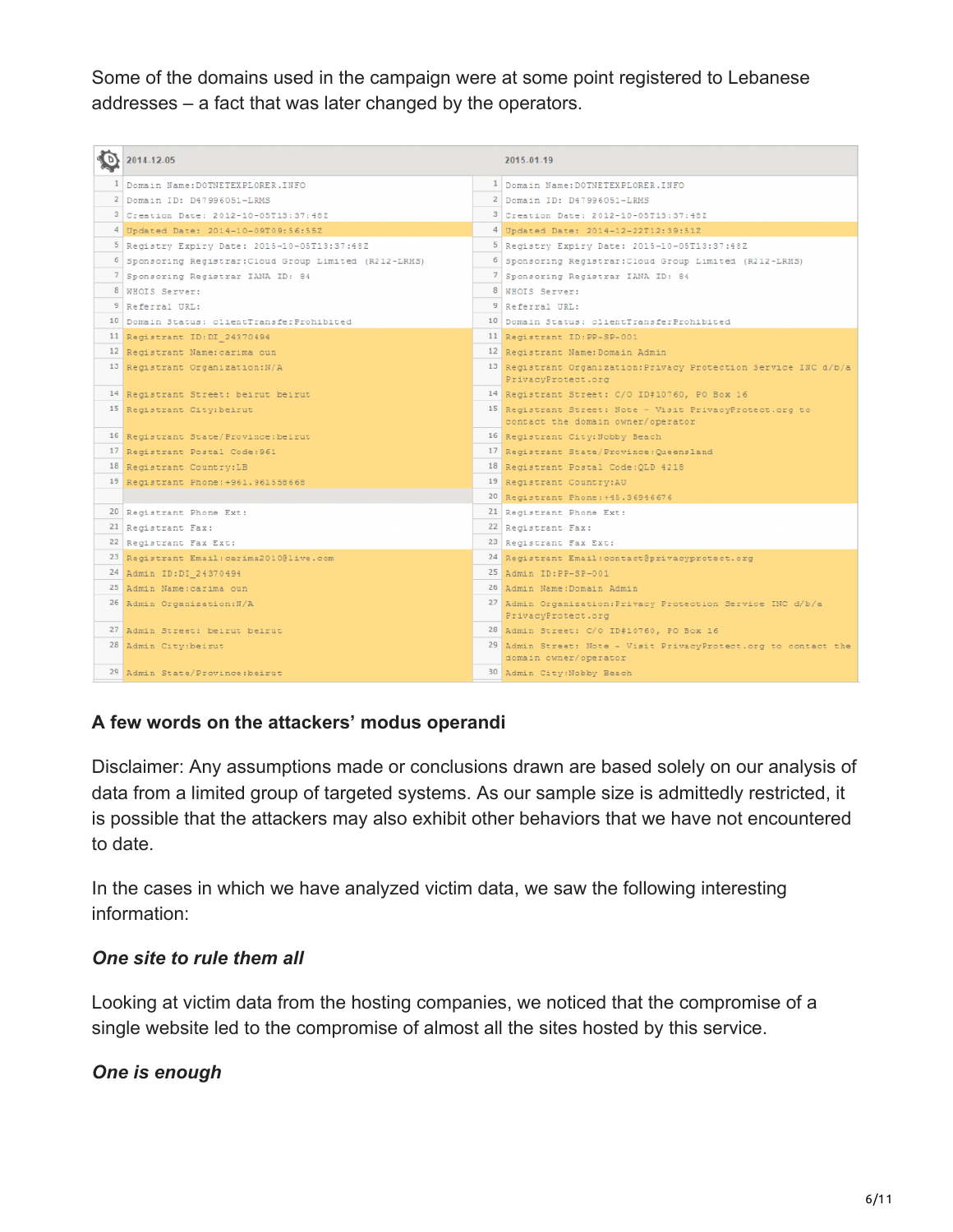Some of the domains used in the campaign were at some point registered to Lebanese addresses – a fact that was later changed by the operators.

| | 2014.12.05 | | 2015.01.19 |
|---|---|---|---|
| 1 | Domain Name:DOTNETEXPLORER.INFO | 1 | Domain Name:DOTNETEXPLORER.INFO |
| 2 | Domain ID: D47996051-LRMS | 2 | Domain ID: D47996051-LRMS |
| 3 | Creation Date: 2012-10-05T13:37:48Z | 3 | Creation Date: 2012-10-05T13:37:48Z |
| 4 | Updated Date: 2014-10-09T09:56:55Z | 4 | Updated Date: 2014-12-22T12:39:51Z |
| 5 | Registry Expiry Date: 2015-10-05T13:37:48Z | 5 | Registry Expiry Date: 2015-10-05T13:37:48Z |
| 6 | Sponsoring Registrar:Cloud Group Limited (R212-LRMS) | 6 | Sponsoring Registrar:Cloud Group Limited (R212-LRMS) |
| 7 | Sponsoring Registrar IANA ID: 84 | 7 | Sponsoring Registrar IANA ID: 84 |
| 8 | WHOIS Server: | 8 | WHOIS Server: |
| 9 | Referral URL: | 9 | Referral URL: |
| 10 | Domain Status: clientTransferProhibited | 10 | Domain Status: clientTransferProhibited |
| 11 | Registrant ID:DI_24370494 | 11 | Registrant ID:PP-SP-001 |
| 12 | Registrant Name:carima oun | 12 | Registrant Name:Domain Admin |
| 13 | Registrant Organization:N/A | 13 | Registrant Organization:Privacy Protection Service INC d/b/a PrivacyProtect.org |
| 14 | Registrant Street: beirut beirut | 14 | Registrant Street: C/O ID#10760, PO Box 16 |
| 15 | Registrant City:beirut | 15 | Registrant Street: Note - Visit PrivacyProtect.org to contact the domain owner/operator |
| 16 | Registrant State/Province:beirut | 16 | Registrant City:Nobby Beach |
| 17 | Registrant Postal Code:961 | 17 | Registrant State/Province:Queensland |
| 18 | Registrant Country:LB | 18 | Registrant Postal Code:QLD 4218 |
| 19 | Registrant Phone:+961.961558668 | 19 | Registrant Country:AU |
| | | 20 | Registrant Phone:+45.36946676 |
| 20 | Registrant Phone Ext: | 21 | Registrant Phone Ext: |
| 21 | Registrant Fax: | 22 | Registrant Fax: |
| 22 | Registrant Fax Ext: | 23 | Registrant Fax Ext: |
| 23 | Registrant Email:carima2010@live.com | 24 | Registrant Email:contact@privacyprotect.org |
| 24 | Admin ID:DI_24370494 | 25 | Admin ID:PP-SP-001 |
| 25 | Admin Name:carima oun | 26 | Admin Name:Domain Admin |
| 26 | Admin Organization:N/A | 27 | Admin Organization:Privacy Protection Service INC d/b/a PrivacyProtect.org |
| 27 | Admin Street: beirut beirut | 28 | Admin Street: C/O ID#10760, PO Box 16 |
| 28 | Admin City:beirut | 29 | Admin Street: Note - Visit PrivacyProtect.org to contact the domain owner/operator |
| 29 | Admin State/Province:beirut | 30 | Admin City:Nobby Beach |

### A few words on the attackers' modus operandi

Disclaimer: Any assumptions made or conclusions drawn are based solely on our analysis of data from a limited group of targeted systems. As our sample size is admittedly restricted, it is possible that the attackers may also exhibit other behaviors that we have not encountered to date.

In the cases in which we have analyzed victim data, we saw the following interesting information:

#### *One site to rule them all*

Looking at victim data from the hosting companies, we noticed that the compromise of a single website led to the compromise of almost all the sites hosted by this service.

#### *One is enough*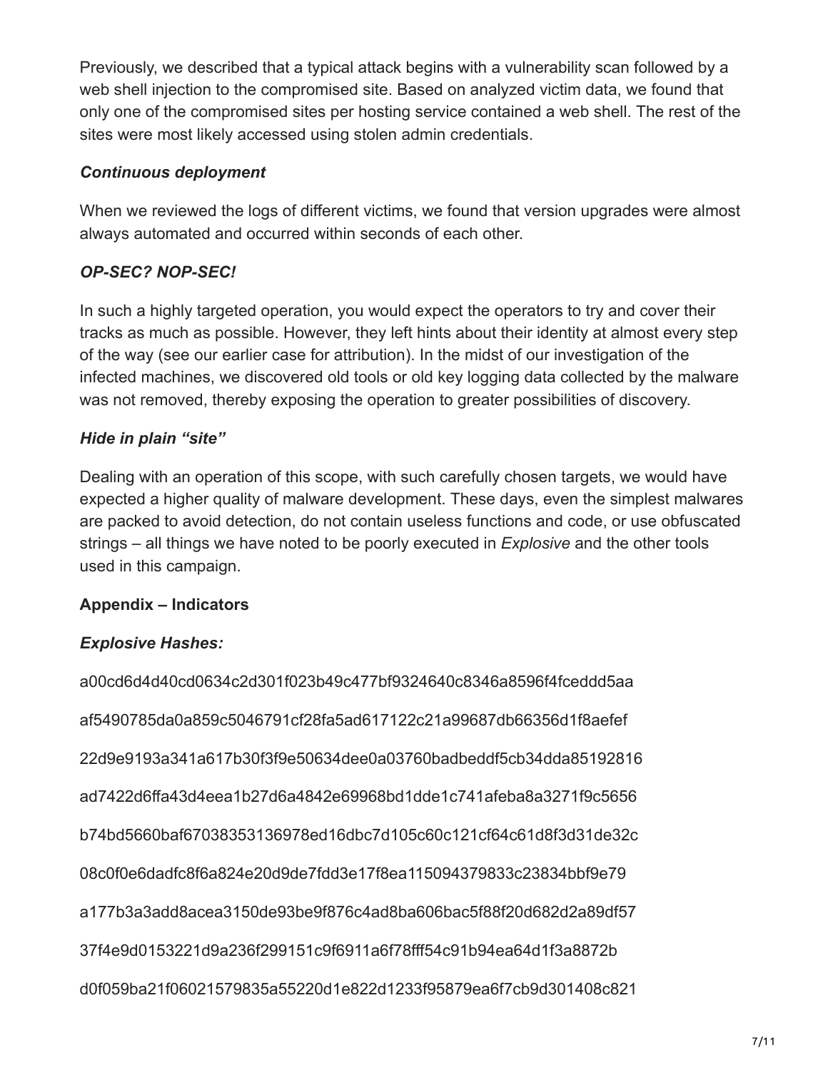Previously, we described that a typical attack begins with a vulnerability scan followed by a web shell injection to the compromised site. Based on analyzed victim data, we found that only one of the compromised sites per hosting service contained a web shell. The rest of the sites were most likely accessed using stolen admin credentials.

*Continuous deployment*

When we reviewed the logs of different victims, we found that version upgrades were almost always automated and occurred within seconds of each other.

*OP-SEC? NOP-SEC!*

In such a highly targeted operation, you would expect the operators to try and cover their tracks as much as possible. However, they left hints about their identity at almost every step of the way (see our earlier case for attribution). In the midst of our investigation of the infected machines, we discovered old tools or old key logging data collected by the malware was not removed, thereby exposing the operation to greater possibilities of discovery.

*Hide in plain "site"*

Dealing with an operation of this scope, with such carefully chosen targets, we would have expected a higher quality of malware development. These days, even the simplest malwares are packed to avoid detection, do not contain useless functions and code, or use obfuscated strings – all things we have noted to be poorly executed in *Explosive* and the other tools used in this campaign.

**Appendix – Indicators**

***Explosive Hashes:***

a00cd6d4d40cd0634c2d301f023b49c477bf9324640c8346a8596f4fceddd5aa

af5490785da0a859c5046791cf28fa5ad617122c21a99687db66356d1f8aefef

22d9e9193a341a617b30f3f9e50634dee0a03760badbeddf5cb34dda85192816

ad7422d6ffa43d4eea1b27d6a4842e69968bd1dde1c741afeba8a3271f9c5656

b74bd5660baf67038353136978ed16dbc7d105c60c121cf64c61d8f3d31de32c

08c0f0e6dadfc8f6a824e20d9de7fdd3e17f8ea115094379833c23834bbf9e79

a177b3a3add8acea3150de93be9f876c4ad8ba606bac5f88f20d682d2a89df57

37f4e9d0153221d9a236f299151c9f6911a6f78fff54c91b94ea64d1f3a8872b

d0f059ba21f06021579835a55220d1e822d1233f95879ea6f7cb9d301408c821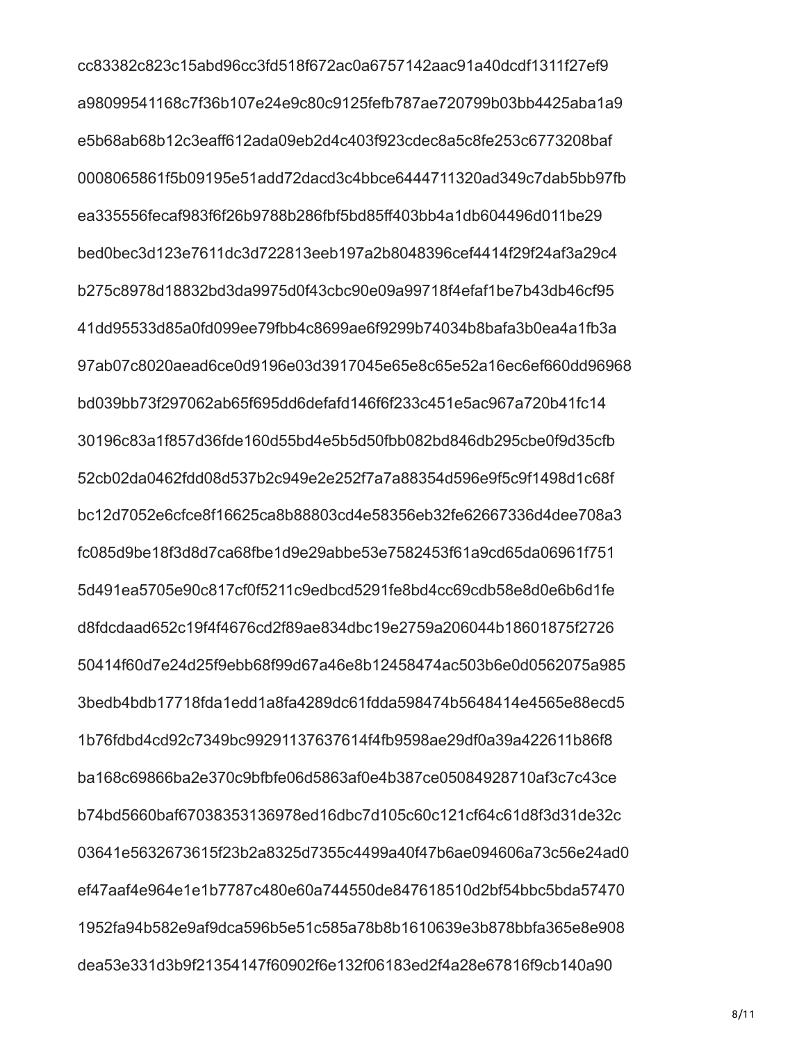cc83382c823c15abd96cc3fd518f672ac0a6757142aac91a40dcdf1311f27ef9

a98099541168c7f36b107e24e9c80c9125fefb787ae720799b03bb4425aba1a9

e5b68ab68b12c3eaff612ada09eb2d4c403f923cdec8a5c8fe253c6773208baf

0008065861f5b09195e51add72dacd3c4bbce6444711320ad349c7dab5bb97fb

ea335556fecaf983f6f26b9788b286fbf5bd85ff403bb4a1db604496d011be29

bed0bec3d123e7611dc3d722813eeb197a2b8048396cef4414f29f24af3a29c4

b275c8978d18832bd3da9975d0f43cbc90e09a99718f4efaf1be7b43db46cf95

41dd95533d85a0fd099ee79fbb4c8699ae6f9299b74034b8bafa3b0ea4a1fb3a

97ab07c8020aead6ce0d9196e03d3917045e65e8c65e52a16ec6ef660dd96968

bd039bb73f297062ab65f695dd6defafd146f6f233c451e5ac967a720b41fc14

30196c83a1f857d36fde160d55bd4e5b5d50fbb082bd846db295cbe0f9d35cfb

52cb02da0462fdd08d537b2c949e2e252f7a7a88354d596e9f5c9f1498d1c68f

bc12d7052e6cfce8f16625ca8b88803cd4e58356eb32fe62667336d4dee708a3

fc085d9be18f3d8d7ca68fbe1d9e29abbe53e7582453f61a9cd65da06961f751

5d491ea5705e90c817cf0f5211c9edbcd5291fe8bd4cc69cdb58e8d0e6b6d1fe

d8fdcdaad652c19f4f4676cd2f89ae834dbc19e2759a206044b18601875f2726

50414f60d7e24d25f9ebb68f99d67a46e8b12458474ac503b6e0d0562075a985

3bedb4bdb17718fda1edd1a8fa4289dc61fdda598474b5648414e4565e88ecd5

1b76fdbd4cd92c7349bc99291137637614f4fb9598ae29df0a39a422611b86f8

ba168c69866ba2e370c9bfbfe06d5863af0e4b387ce05084928710af3c7c43ce

b74bd5660baf67038353136978ed16dbc7d105c60c121cf64c61d8f3d31de32c

03641e5632673615f23b2a8325d7355c4499a40f47b6ae094606a73c56e24ad0

ef47aaf4e964e1e1b7787c480e60a744550de847618510d2bf54bbc5bda57470

1952fa94b582e9af9dca596b5e51c585a78b8b1610639e3b878bbfa365e8e908

dea53e331d3b9f21354147f60902f6e132f06183ed2f4a28e67816f9cb140a90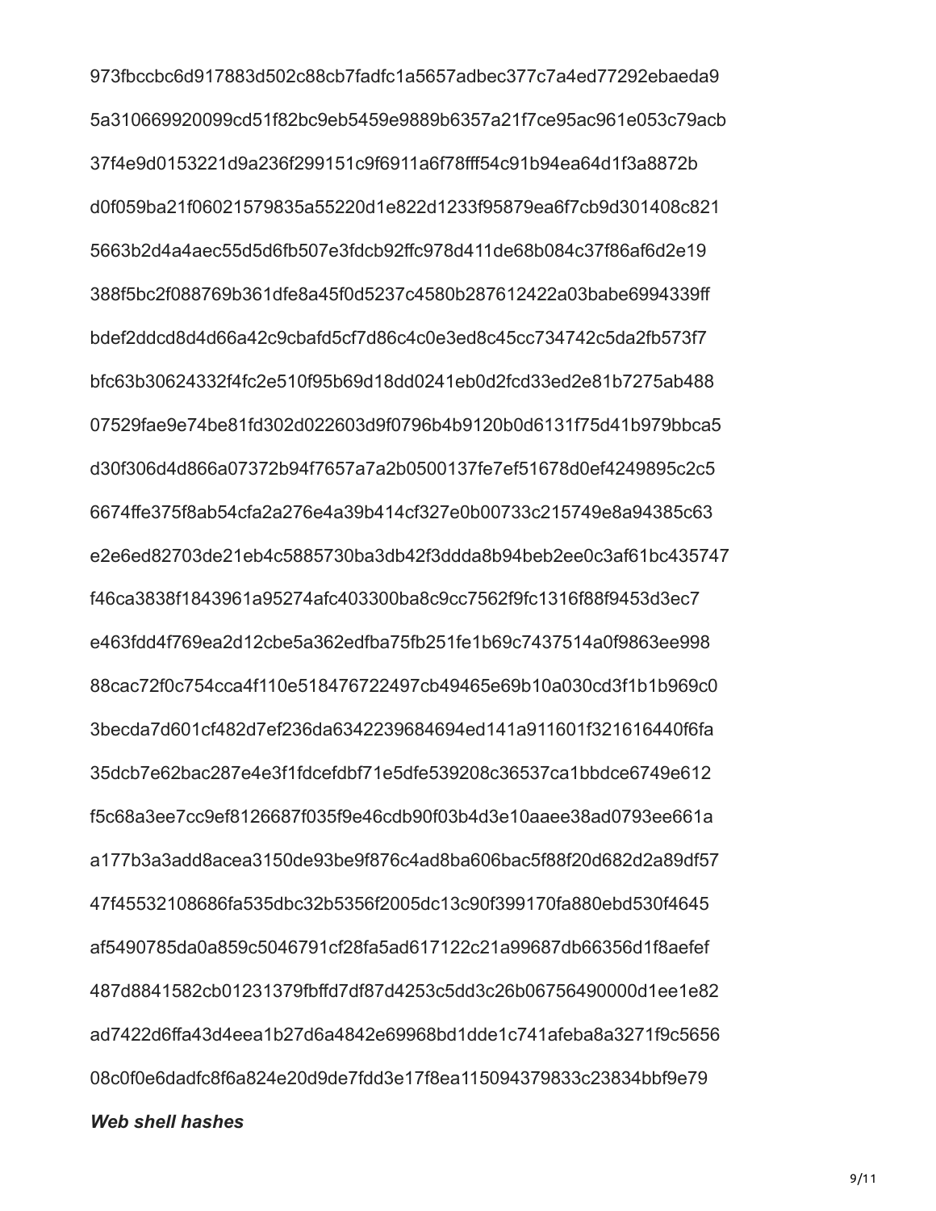973fbccbc6d917883d502c88cb7fadfc1a5657adbec377c7a4ed77292ebaeda9

5a310669920099cd51f82bc9eb5459e9889b6357a21f7ce95ac961e053c79acb

37f4e9d0153221d9a236f299151c9f6911a6f78fff54c91b94ea64d1f3a8872b

d0f059ba21f06021579835a55220d1e822d1233f95879ea6f7cb9d301408c821

5663b2d4a4aec55d5d6fb507e3fdcb92ffc978d411de68b084c37f86af6d2e19

388f5bc2f088769b361dfe8a45f0d5237c4580b287612422a03babe6994339ff

bdef2ddcd8d4d66a42c9cbafd5cf7d86c4c0e3ed8c45cc734742c5da2fb573f7

bfc63b30624332f4fc2e510f95b69d18dd0241eb0d2fcd33ed2e81b7275ab488

07529fae9e74be81fd302d022603d9f0796b4b9120b0d6131f75d41b979bbca5

d30f306d4d866a07372b94f7657a7a2b0500137fe7ef51678d0ef4249895c2c5

6674ffe375f8ab54cfa2a276e4a39b414cf327e0b00733c215749e8a94385c63

e2e6ed82703de21eb4c5885730ba3db42f3ddda8b94beb2ee0c3af61bc435747

f46ca3838f1843961a95274afc403300ba8c9cc7562f9fc1316f88f9453d3ec7

e463fdd4f769ea2d12cbe5a362edfba75fb251fe1b69c7437514a0f9863ee998

88cac72f0c754cca4f110e518476722497cb49465e69b10a030cd3f1b1b969c0

3becda7d601cf482d7ef236da6342239684694ed141a911601f321616440f6fa

35dcb7e62bac287e4e3f1fdcefdbf71e5dfe539208c36537ca1bbdce6749e612

f5c68a3ee7cc9ef8126687f035f9e46cdb90f03b4d3e10aaee38ad0793ee661a

a177b3a3add8acea3150de93be9f876c4ad8ba606bac5f88f20d682d2a89df57

47f45532108686fa535dbc32b5356f2005dc13c90f399170fa880ebd530f4645

af5490785da0a859c5046791cf28fa5ad617122c21a99687db66356d1f8aefef

487d8841582cb01231379fbffd7df87d4253c5dd3c26b06756490000d1ee1e82

ad7422d6ffa43d4eea1b27d6a4842e69968bd1dde1c741afeba8a3271f9c5656

08c0f0e6dadfc8f6a824e20d9de7fdd3e17f8ea115094379833c23834bbf9e79

***Web shell hashes***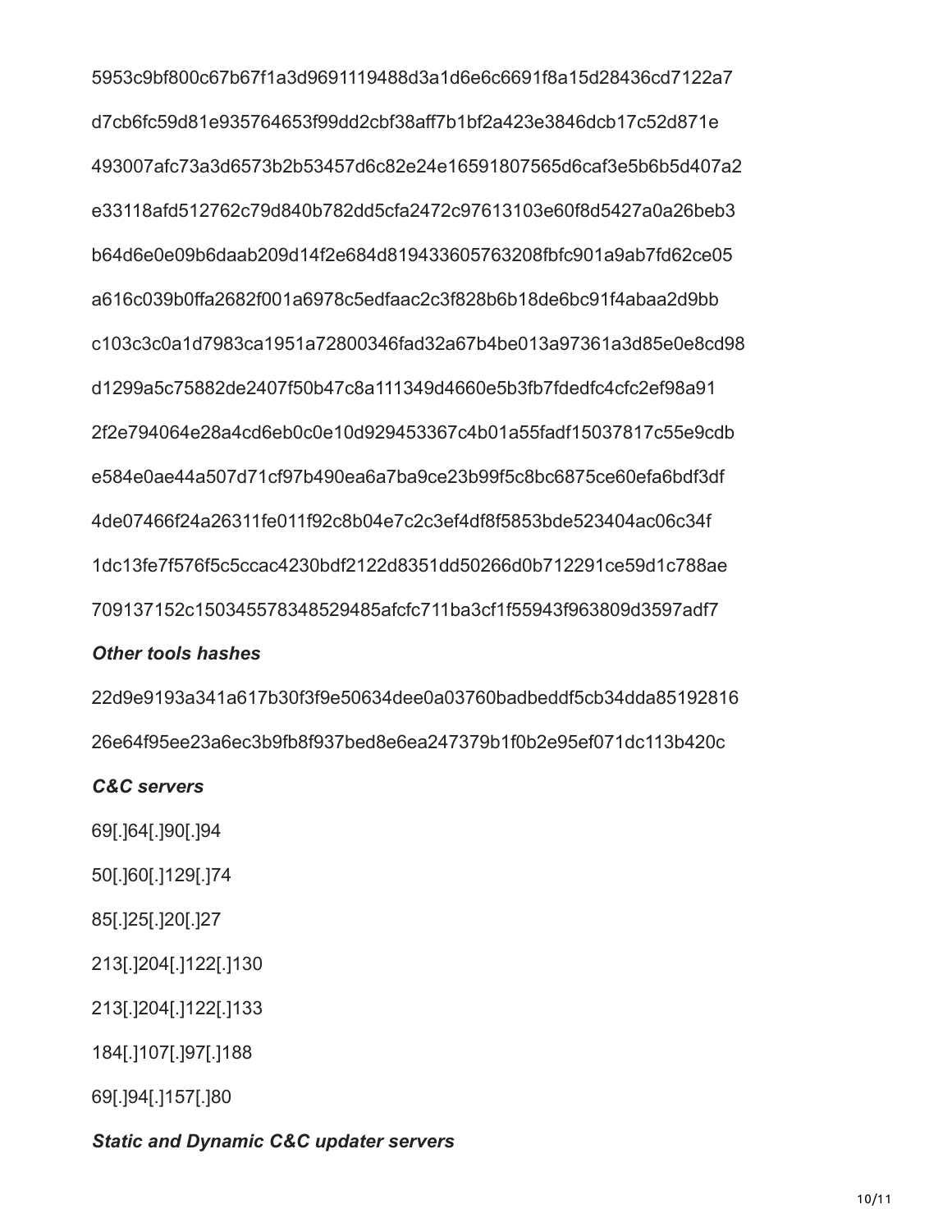5953c9bf800c67b67f1a3d9691119488d3a1d6e6c6691f8a15d28436cd7122a7

d7cb6fc59d81e935764653f99dd2cbf38aff7b1bf2a423e3846dcb17c52d871e

493007afc73a3d6573b2b53457d6c82e24e16591807565d6caf3e5b6b5d407a2

e33118afd512762c79d840b782dd5cfa2472c97613103e60f8d5427a0a26beb3

b64d6e0e09b6daab209d14f2e684d819433605763208fbfc901a9ab7fd62ce05

a616c039b0ffa2682f001a6978c5edfaac2c3f828b6b18de6bc91f4abaa2d9bb

c103c3c0a1d7983ca1951a72800346fad32a67b4be013a97361a3d85e0e8cd98

d1299a5c75882de2407f50b47c8a111349d4660e5b3fb7fdedfc4cfc2ef98a91

2f2e794064e28a4cd6eb0c0e10d929453367c4b01a55fadf15037817c55e9cdb

e584e0ae44a507d71cf97b490ea6a7ba9ce23b99f5c8bc6875ce60efa6bdf3df

4de07466f24a26311fe011f92c8b04e7c2c3ef4df8f5853bde523404ac06c34f

1dc13fe7f576f5c5ccac4230bdf2122d8351dd50266d0b712291ce59d1c788ae

709137152c150345578348529485afcfc711ba3cf1f55943f963809d3597adf7

***Other tools hashes***

22d9e9193a341a617b30f3f9e50634dee0a03760badbeddf5cb34dda85192816

26e64f95ee23a6ec3b9fb8f937bed8e6ea247379b1f0b2e95ef071dc113b420c

***C&C servers***

69[.]64[.]90[.]94

50[.]60[.]129[.]74

85[.]25[.]20[.]27

213[.]204[.]122[.]130

213[.]204[.]122[.]133

184[.]107[.]97[.]188

69[.]94[.]157[.]80

***Static and Dynamic C&C updater servers***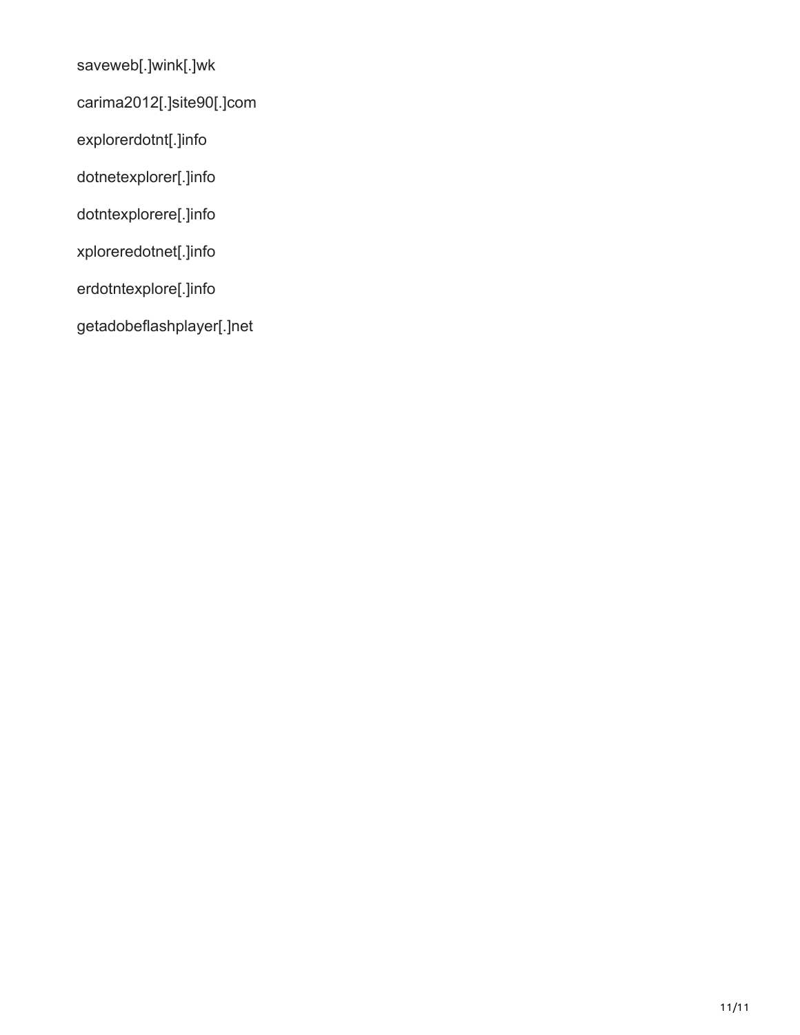saveweb[.]wink[.]wk

carima2012[.]site90[.]com

explorerdotnt[.]info

dotnetexplorer[.]info

dotntexplorere[.]info

xploreredotnet[.]info

erdotntexplore[.]info

getadobeflashplayer[.]net